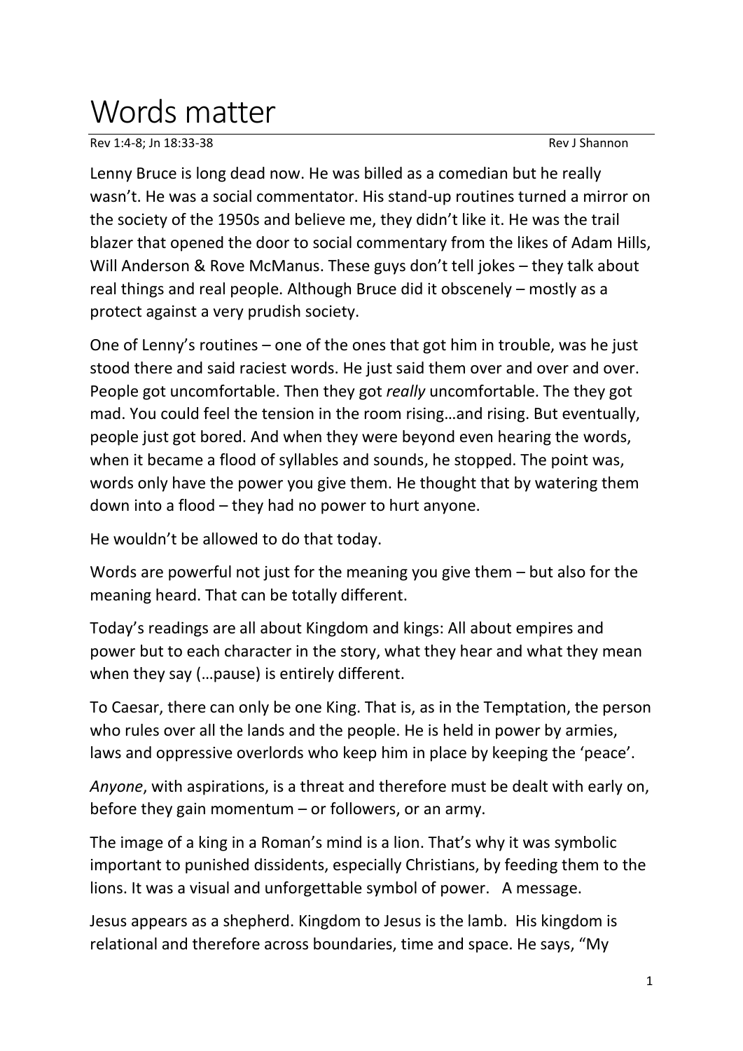# Words matter

Rev 1:4-8; Jn 18:33-38 Rev J Shannon

Lenny Bruce is long dead now. He was billed as a comedian but he really wasn't. He was a social commentator. His stand-up routines turned a mirror on the society of the 1950s and believe me, they didn't like it. He was the trail blazer that opened the door to social commentary from the likes of Adam Hills, Will Anderson & Rove McManus. These guys don't tell jokes – they talk about real things and real people. Although Bruce did it obscenely – mostly as a protect against a very prudish society.

One of Lenny's routines – one of the ones that got him in trouble, was he just stood there and said raciest words. He just said them over and over and over. People got uncomfortable. Then they got *really* uncomfortable. The they got mad. You could feel the tension in the room rising…and rising. But eventually, people just got bored. And when they were beyond even hearing the words, when it became a flood of syllables and sounds, he stopped. The point was, words only have the power you give them. He thought that by watering them down into a flood – they had no power to hurt anyone.

He wouldn't be allowed to do that today.

Words are powerful not just for the meaning you give them – but also for the meaning heard. That can be totally different.

Today's readings are all about Kingdom and kings: All about empires and power but to each character in the story, what they hear and what they mean when they say (…pause) is entirely different.

To Caesar, there can only be one King. That is, as in the Temptation, the person who rules over all the lands and the people. He is held in power by armies, laws and oppressive overlords who keep him in place by keeping the 'peace'.

*Anyone*, with aspirations, is a threat and therefore must be dealt with early on, before they gain momentum – or followers, or an army.

The image of a king in a Roman's mind is a lion. That's why it was symbolic important to punished dissidents, especially Christians, by feeding them to the lions. It was a visual and unforgettable symbol of power. A message.

Jesus appears as a shepherd. Kingdom to Jesus is the lamb. His kingdom is relational and therefore across boundaries, time and space. He says, "My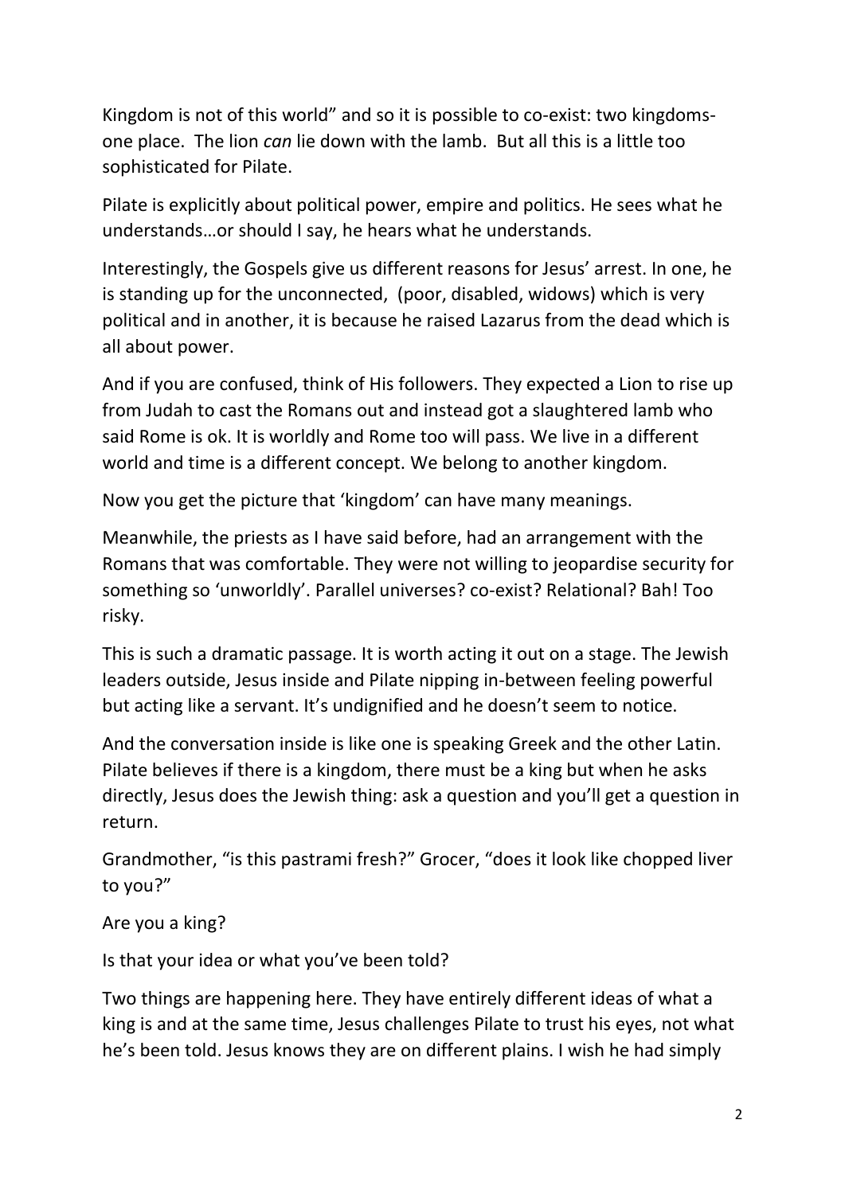Kingdom is not of this world" and so it is possible to co-exist: two kingdoms- one place. The lion *can* lie down with the lamb. But all this is a little too sophisticated for Pilate.

Pilate is explicitly about political power, empire and politics. He sees what he understands…or should I say, he hears what he understands.

Interestingly, the Gospels give us different reasons for Jesus' arrest. In one, he is standing up for the unconnected, (poor, disabled, widows) which is very political and in another, it is because he raised Lazarus from the dead which is all about power.

And if you are confused, think of His followers. They expected a Lion to rise up from Judah to cast the Romans out and instead got a slaughtered lamb who said Rome is ok. It is worldly and Rome too will pass. We live in a different world and time is a different concept. We belong to another kingdom.

Now you get the picture that 'kingdom' can have many meanings.

Meanwhile, the priests as I have said before, had an arrangement with the Romans that was comfortable. They were not willing to jeopardise security for something so 'unworldly'. Parallel universes? co-exist? Relational? Bah! Too risky.

This is such a dramatic passage. It is worth acting it out on a stage. The Jewish leaders outside, Jesus inside and Pilate nipping in-between feeling powerful but acting like a servant. It's undignified and he doesn't seem to notice.

And the conversation inside is like one is speaking Greek and the other Latin. Pilate believes if there is a kingdom, there must be a king but when he asks directly, Jesus does the Jewish thing: ask a question and you'll get a question in return.

Grandmother, "is this pastrami fresh?" Grocer, "does it look like chopped liver to you?"

Are you a king?

Is that your idea or what you've been told?

Two things are happening here. They have entirely different ideas of what a king is and at the same time, Jesus challenges Pilate to trust his eyes, not what he's been told. Jesus knows they are on different plains. I wish he had simply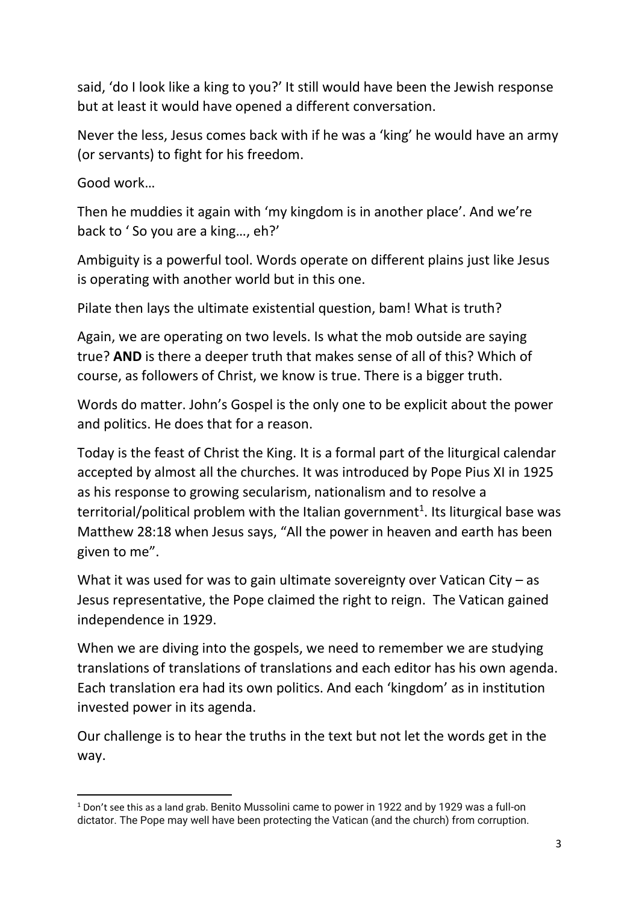said, 'do I look like a king to you?' It still would have been the Jewish response but at least it would have opened a different conversation.

Never the less, Jesus comes back with if he was a 'king' he would have an army (or servants) to fight for his freedom.

Good work…

Then he muddies it again with 'my kingdom is in another place'. And we're back to ' So you are a king…, eh?'

Ambiguity is a powerful tool. Words operate on different plains just like Jesus is operating with another world but in this one.

Pilate then lays the ultimate existential question, bam! What is truth?

Again, we are operating on two levels. Is what the mob outside are saying true? **AND** is there a deeper truth that makes sense of all of this? Which of course, as followers of Christ, we know is true. There is a bigger truth.

Words do matter. John's Gospel is the only one to be explicit about the power and politics. He does that for a reason.

Today is the feast of Christ the King. It is a formal part of the liturgical calendar accepted by almost all the churches. It was introduced by Pope Pius XI in 1925 as his response to growing secularism, nationalism and to resolve a territorial/political problem with the Italian government[1]. Its liturgical base was Matthew 28:18 when Jesus says, "All the power in heaven and earth has been given to me".

What it was used for was to gain ultimate sovereignty over Vatican City – as Jesus representative, the Pope claimed the right to reign. The Vatican gained independence in 1929.

When we are diving into the gospels, we need to remember we are studying translations of translations of translations and each editor has his own agenda. Each translation era had its own politics. And each 'kingdom' as in institution invested power in its agenda.

Our challenge is to hear the truths in the text but not let the words get in the way.

[1] Don't see this as a land grab. Benito Mussolini came to power in 1922 and by 1929 was a full-on dictator. The Pope may well have been protecting the Vatican (and the church) from corruption.